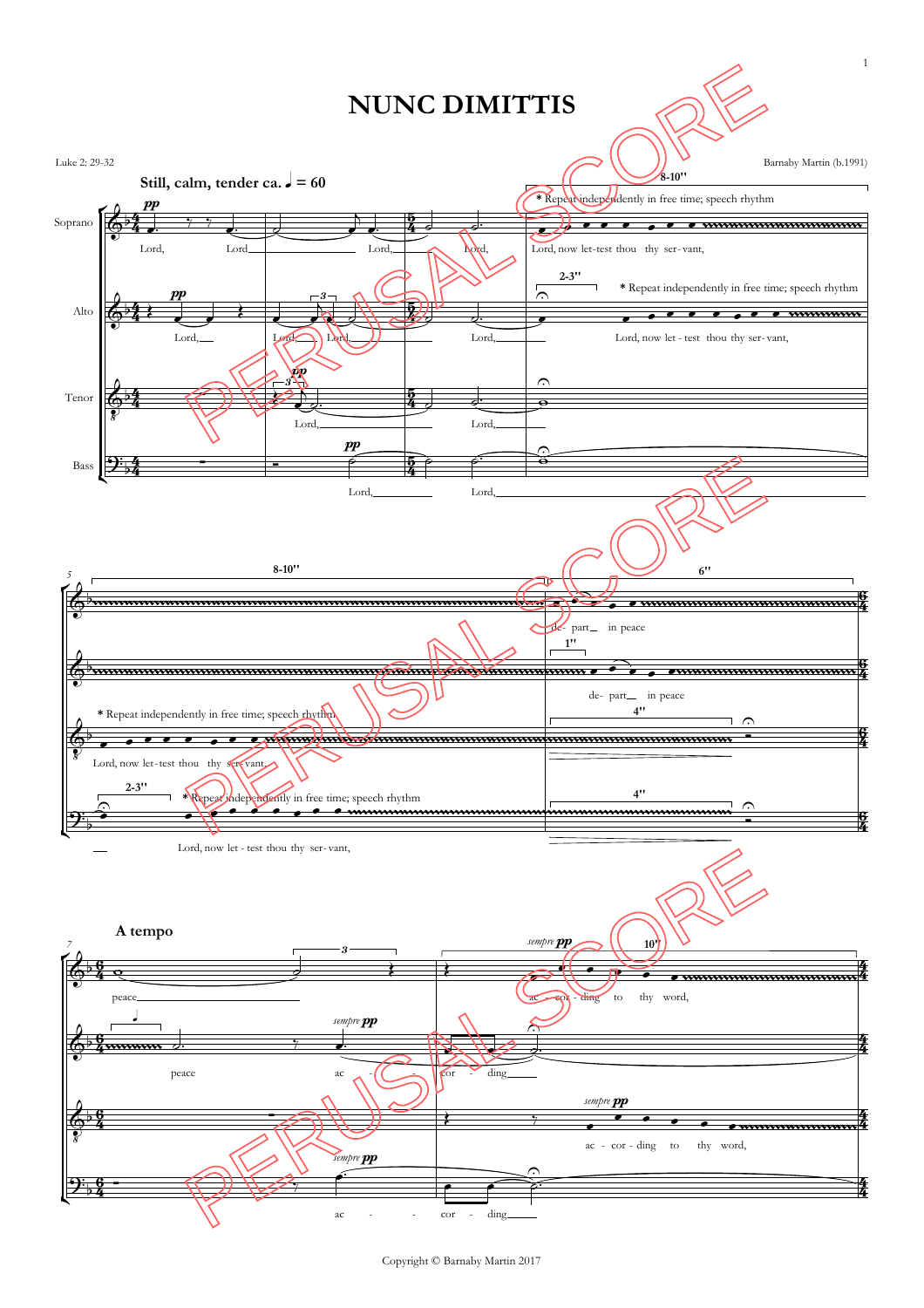# NUNC DIMITTIS

Luke 2: 29-32

Barnaby Martin (b.1991)

Copyright © Barnaby Martin 2017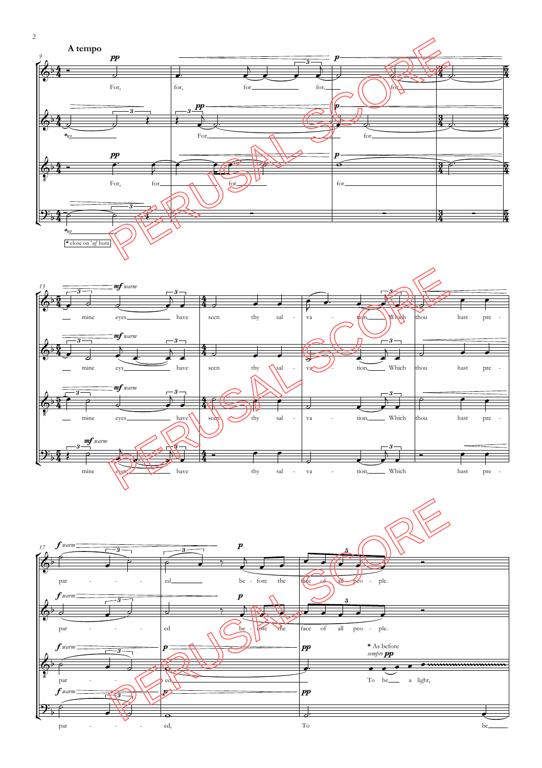**A tempo**

* close on 'ng' hum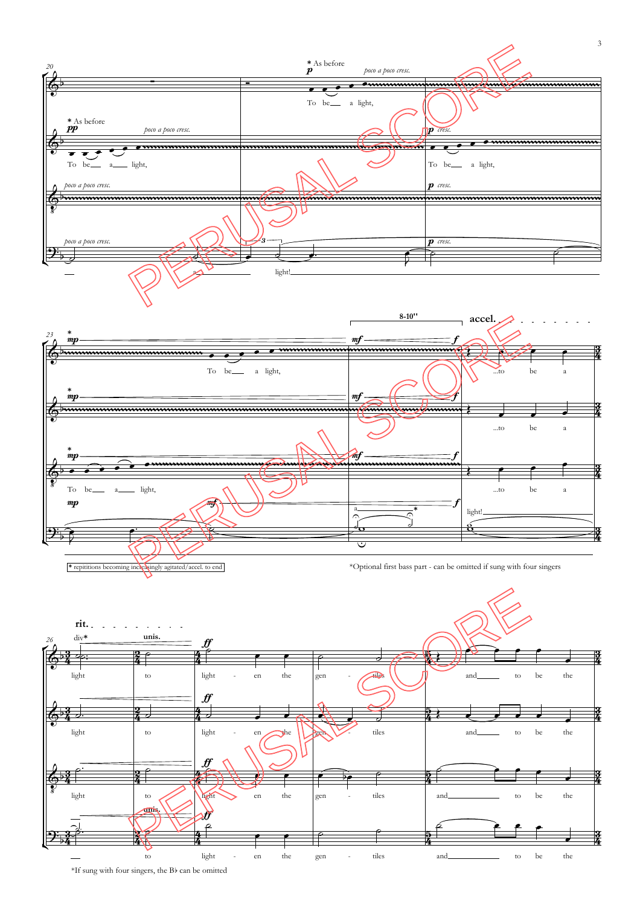* repititions becoming increasingly agitated/accel. to end

*Optional first bass part - can be omitted if sung with four singers

*If sung with four singers, the B♭ can be omitted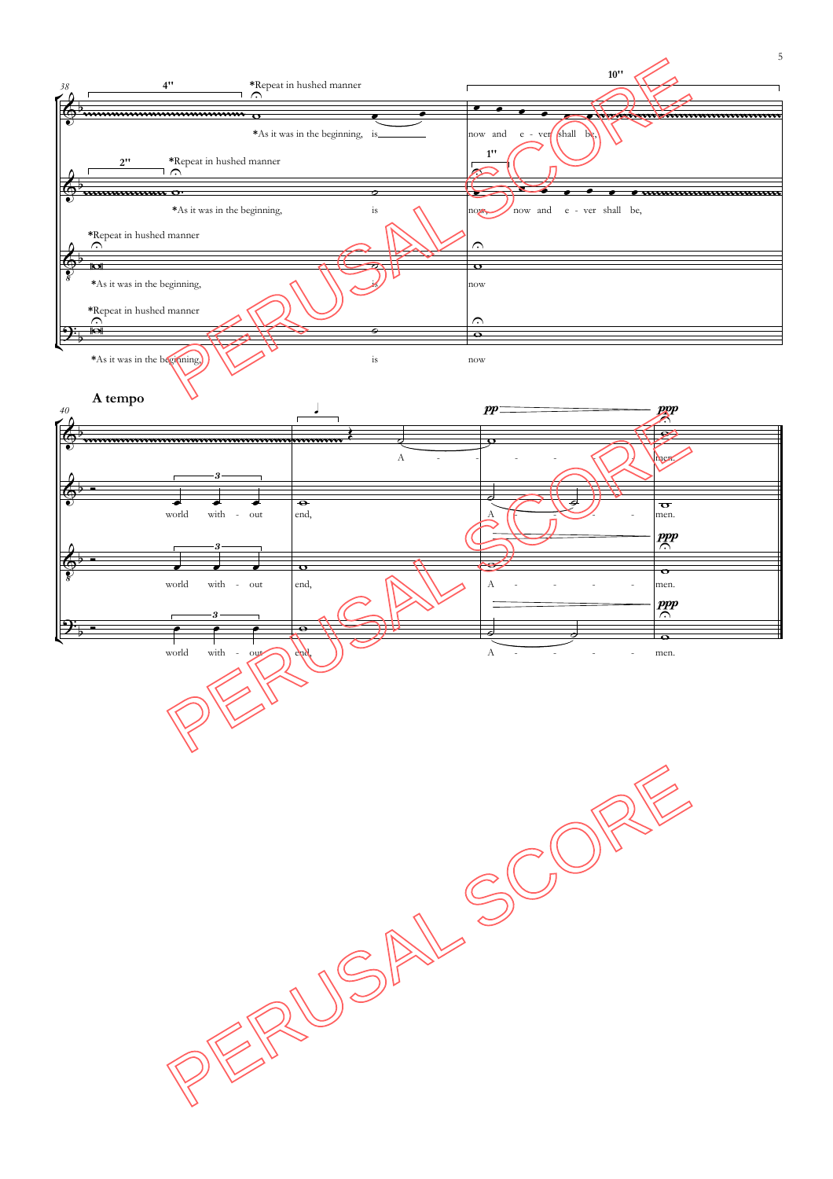*Repeat in hushed manner

*As it was in the beginning, is now and e - ver shall be,

*Repeat in hushed manner

*As it was in the beginning, is now, now and e - ver shall be,

*Repeat in hushed manner

*As it was in the beginning, is now

*Repeat in hushed manner

*As it was in the beginning, is now

A tempo

A - - - - - men.

world with - out end, A - - - - men.

world with - out end, A - - - - men.

world with - out end, A - - - - men.